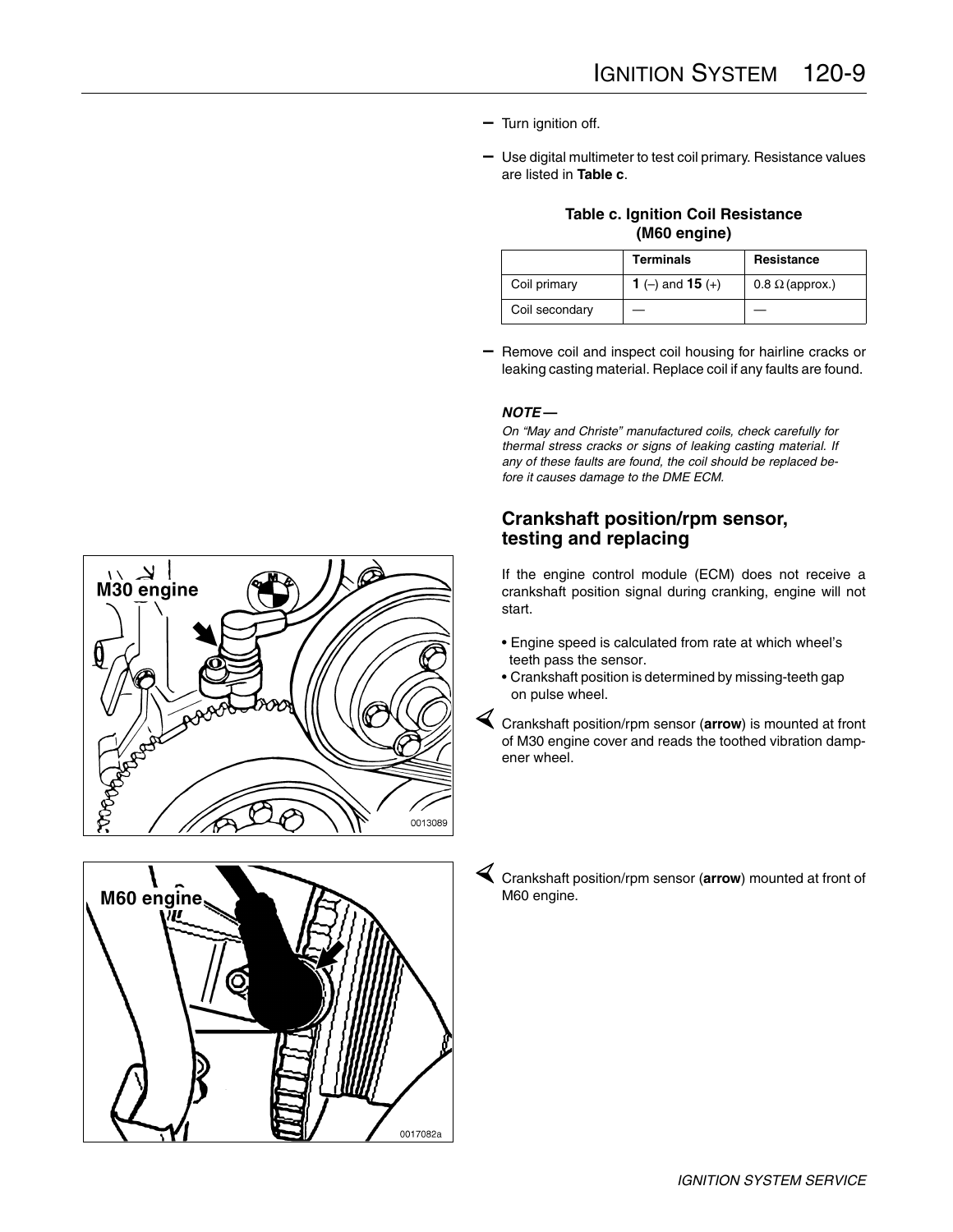– Turn ignition off.

– Use digital multimeter to test coil primary. Resistance values are listed in **Table c**.

**Table c. Ignition Coil Resistance (M60 engine)**

| | Terminals | Resistance |
|---|---|---|
| Coil primary | **1** (–) and **15** (+) | 0.8 Ω (approx.) |
| Coil secondary | — | — |

– Remove coil and inspect coil housing for hairline cracks or leaking casting material. Replace coil if any faults are found.

***NOTE —***

*On "May and Christe" manufactured coils, check carefully for thermal stress cracks or signs of leaking casting material. If any of these faults are found, the coil should be replaced before it causes damage to the DME ECM.*

## Crankshaft position/rpm sensor, testing and replacing

If the engine control module (ECM) does not receive a crankshaft position signal during cranking, engine will not start.

- Engine speed is calculated from rate at which wheel's teeth pass the sensor.
- Crankshaft position is determined by missing-teeth gap on pulse wheel.

Crankshaft position/rpm sensor (**arrow**) is mounted at front of M30 engine cover and reads the toothed vibration damper wheel.

M30 engine

0013089

Crankshaft position/rpm sensor (**arrow**) mounted at front of M60 engine.

M60 engine

0017082a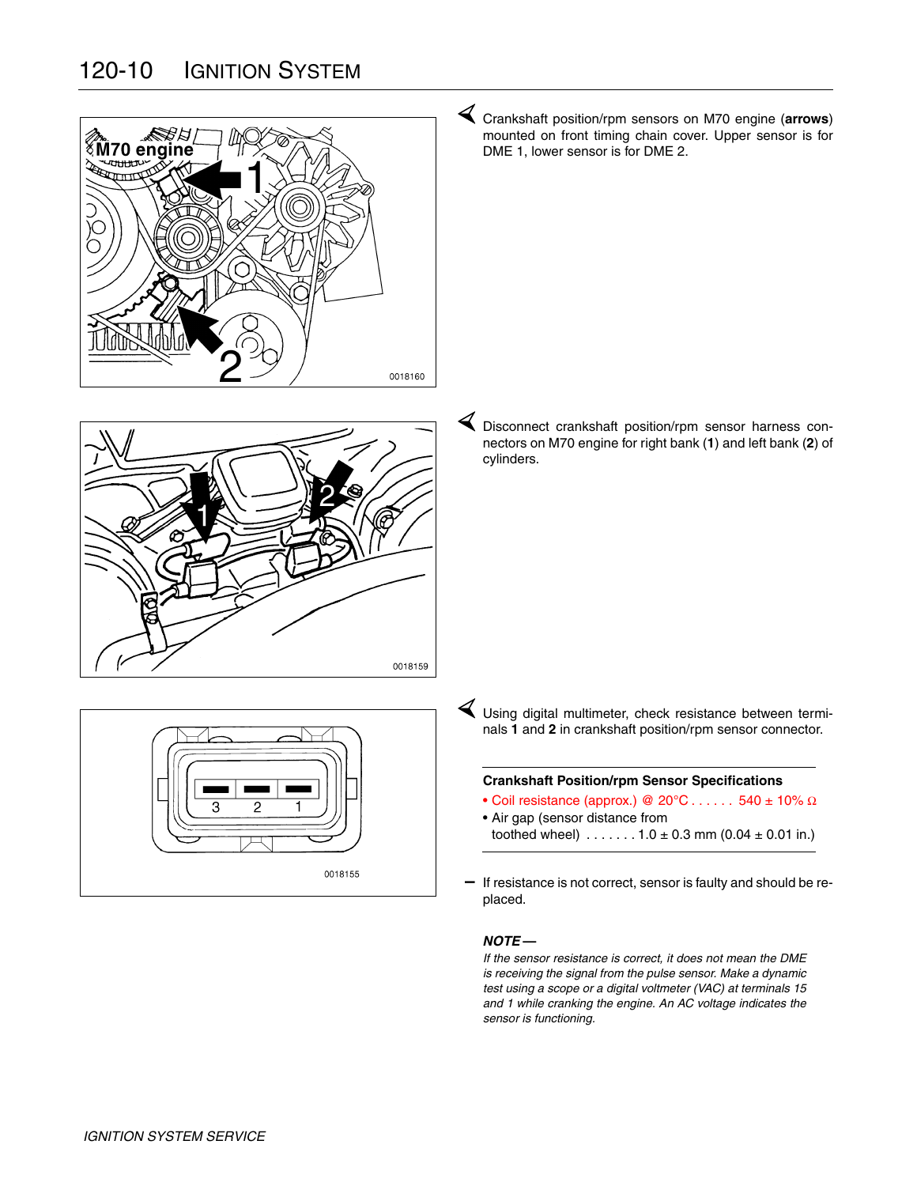Crankshaft position/rpm sensors on M70 engine (**arrows**) mounted on front timing chain cover. Upper sensor is for DME 1, lower sensor is for DME 2.

Disconnect crankshaft position/rpm sensor harness connectors on M70 engine for right bank (**1**) and left bank (**2**) of cylinders.

Using digital multimeter, check resistance between terminals **1** and **2** in crankshaft position/rpm sensor connector.

**Crankshaft Position/rpm Sensor Specifications**

- Coil resistance (approx.) @ 20°C . . . . . . 540 ± 10% Ω
- Air gap (sensor distance from toothed wheel) . . . . . . . 1.0 ± 0.3 mm (0.04 ± 0.01 in.)

– If resistance is not correct, sensor is faulty and should be replaced.

***NOTE —***

*If the sensor resistance is correct, it does not mean the DME is receiving the signal from the pulse sensor. Make a dynamic test using a scope or a digital voltmeter (VAC) at terminals 15 and 1 while cranking the engine. An AC voltage indicates the sensor is functioning.*